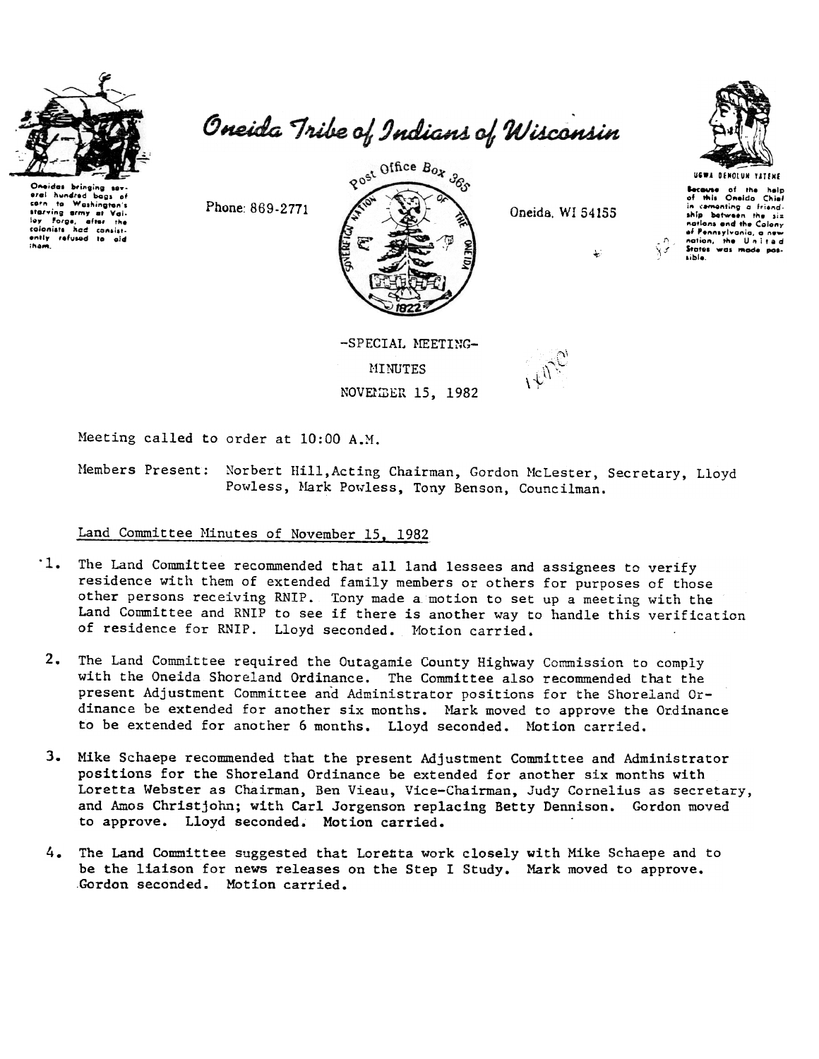Oneidas bringing several hundred bags of corn to Washington's starving army at Valley Forge, after the colonists had consistently refused to aid them.

# Oneida Tribe of Indians of Wisconsin

Phone: 869-2771

Post Office Box 365

Oneida, WI 54155

UGWA DEHOLUH YATEHE

Because of the help of this Oneida Chief in cementing a friendship between the six nations and the Colony of Pennsylvania, a new nation, the United States was made possible.

-SPECIAL MEETING-

MINUTES

NOVEMBER 15, 1982

Meeting called to order at 10:00 A.M.

Members Present: Norbert Hill, Acting Chairman, Gordon McLester, Secretary, Lloyd Powless, Mark Powless, Tony Benson, Councilman.

Land Committee Minutes of November 15, 1982

1. The Land Committee recommended that all land lessees and assignees to verify residence with them of extended family members or others for purposes of those other persons receiving RNIP. Tony made a motion to set up a meeting with the Land Committee and RNIP to see if there is another way to handle this verification of residence for RNIP. Lloyd seconded. Motion carried.

2. The Land Committee required the Outagamie County Highway Commission to comply with the Oneida Shoreland Ordinance. The Committee also recommended that the present Adjustment Committee and Administrator positions for the Shoreland Ordinance be extended for another six months. Mark moved to approve the Ordinance to be extended for another 6 months. Lloyd seconded. Motion carried.

3. Mike Schaepe recommended that the present Adjustment Committee and Administrator positions for the Shoreland Ordinance be extended for another six months with Loretta Webster as Chairman, Ben Vieau, Vice-Chairman, Judy Cornelius as secretary, and Amos Christjohn; with Carl Jorgenson replacing Betty Dennison. Gordon moved to approve. Lloyd seconded. Motion carried.

4. The Land Committee suggested that Loretta work closely with Mike Schaepe and to be the liaison for news releases on the Step I Study. Mark moved to approve. Gordon seconded. Motion carried.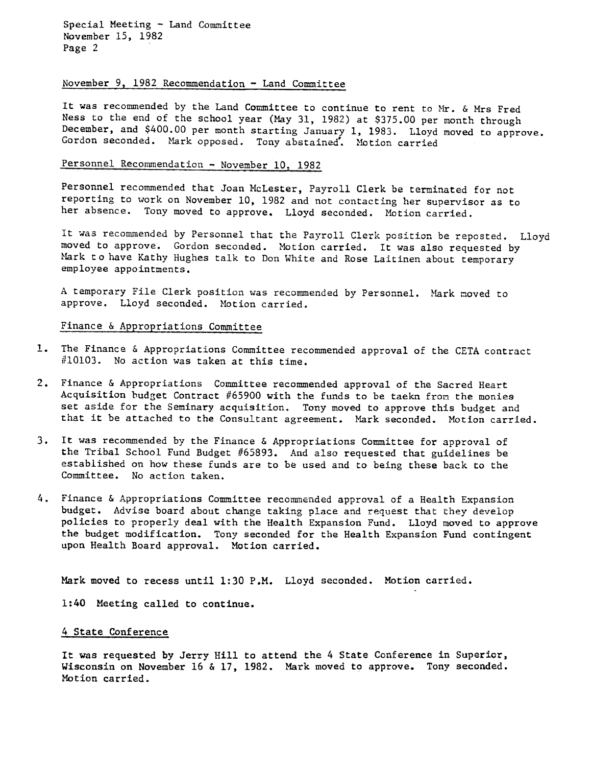Special Meeting - Land Committee
November 15, 1982

## November 9, 1982 Recommendation - Land Committee

It was recommended by the Land Committee to continue to rent to Mr. & Mrs Fred Ness to the end of the school year (May 31, 1982) at $375.00 per month through December, and $400.00 per month starting January 1, 1983. Lloyd moved to approve. Gordon seconded. Mark opposed. Tony abstained. Motion carried

## Personnel Recommendation - November 10, 1982

Personnel recommended that Joan McLester, Payroll Clerk be terminated for not reporting to work on November 10, 1982 and not contacting her supervisor as to her absence. Tony moved to approve. Lloyd seconded. Motion carried.

It was recommended by Personnel that the Payroll Clerk position be reposted. Lloyd moved to approve. Gordon seconded. Motion carried. It was also requested by Mark to have Kathy Hughes talk to Don White and Rose Laitinen about temporary employee appointments.

A temporary File Clerk position was recommended by Personnel. Mark moved to approve. Lloyd seconded. Motion carried.

## Finance & Appropriations Committee

1. The Finance & Appropriations Committee recommended approval of the CETA contract #10103. No action was taken at this time.
2. Finance & Appropriations Committee recommended approval of the Sacred Heart Acquisition budget Contract #65900 with the funds to be taekn from the monies set aside for the Seminary acquisition. Tony moved to approve this budget and that it be attached to the Consultant agreement. Mark seconded. Motion carried.
3. It was recommended by the Finance & Appropriations Committee for approval of the Tribal School Fund Budget #65893. And also requested that guidelines be established on how these funds are to be used and to being these back to the Committee. No action taken.
4. Finance & Appropriations Committee recommended approval of a Health Expansion budget. Advise board about change taking place and request that they develop policies to properly deal with the Health Expansion Fund. Lloyd moved to approve the budget modification. Tony seconded for the Health Expansion Fund contingent upon Health Board approval. Motion carried.

Mark moved to recess until 1:30 P.M. Lloyd seconded. Motion carried.

1:40 Meeting called to continue.

## 4 State Conference

It was requested by Jerry Hill to attend the 4 State Conference in Superior, Wisconsin on November 16 & 17, 1982. Mark moved to approve. Tony seconded. Motion carried.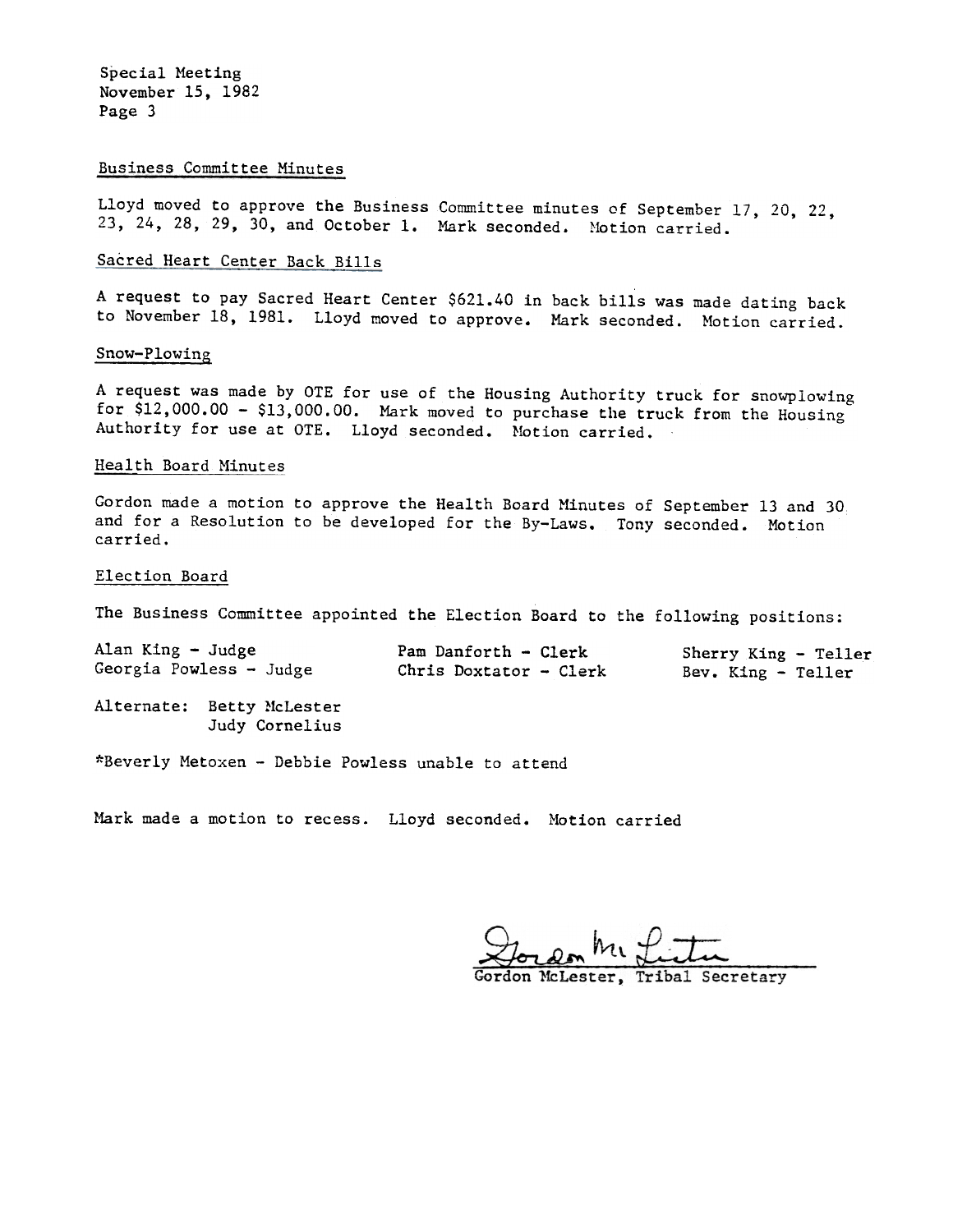Special Meeting
November 15, 1982
Page 3

## Business Committee Minutes

Lloyd moved to approve the Business Committee minutes of September 17, 20, 22, 23, 24, 28, 29, 30, and October 1. Mark seconded. Motion carried.

## Sacred Heart Center Back Bills

A request to pay Sacred Heart Center $621.40 in back bills was made dating back to November 18, 1981. Lloyd moved to approve. Mark seconded. Motion carried.

## Snow-Plowing

A request was made by OTE for use of the Housing Authority truck for snowplowing for $12,000.00 - $13,000.00. Mark moved to purchase the truck from the Housing Authority for use at OTE. Lloyd seconded. Motion carried.

## Health Board Minutes

Gordon made a motion to approve the Health Board Minutes of September 13 and 30 and for a Resolution to be developed for the By-Laws. Tony seconded. Motion carried.

## Election Board

The Business Committee appointed the Election Board to the following positions:

| | | |
|---|---|---|
| Alan King - Judge | Pam Danforth - Clerk | Sherry King - Teller |
| Georgia Powless - Judge | Chris Doxtator - Clerk | Bev. King - Teller |

Alternate: Betty McLester
Judy Cornelius

*Beverly Metoxen - Debbie Powless unable to attend

Mark made a motion to recess. Lloyd seconded. Motion carried

Gordon McLester, Tribal Secretary